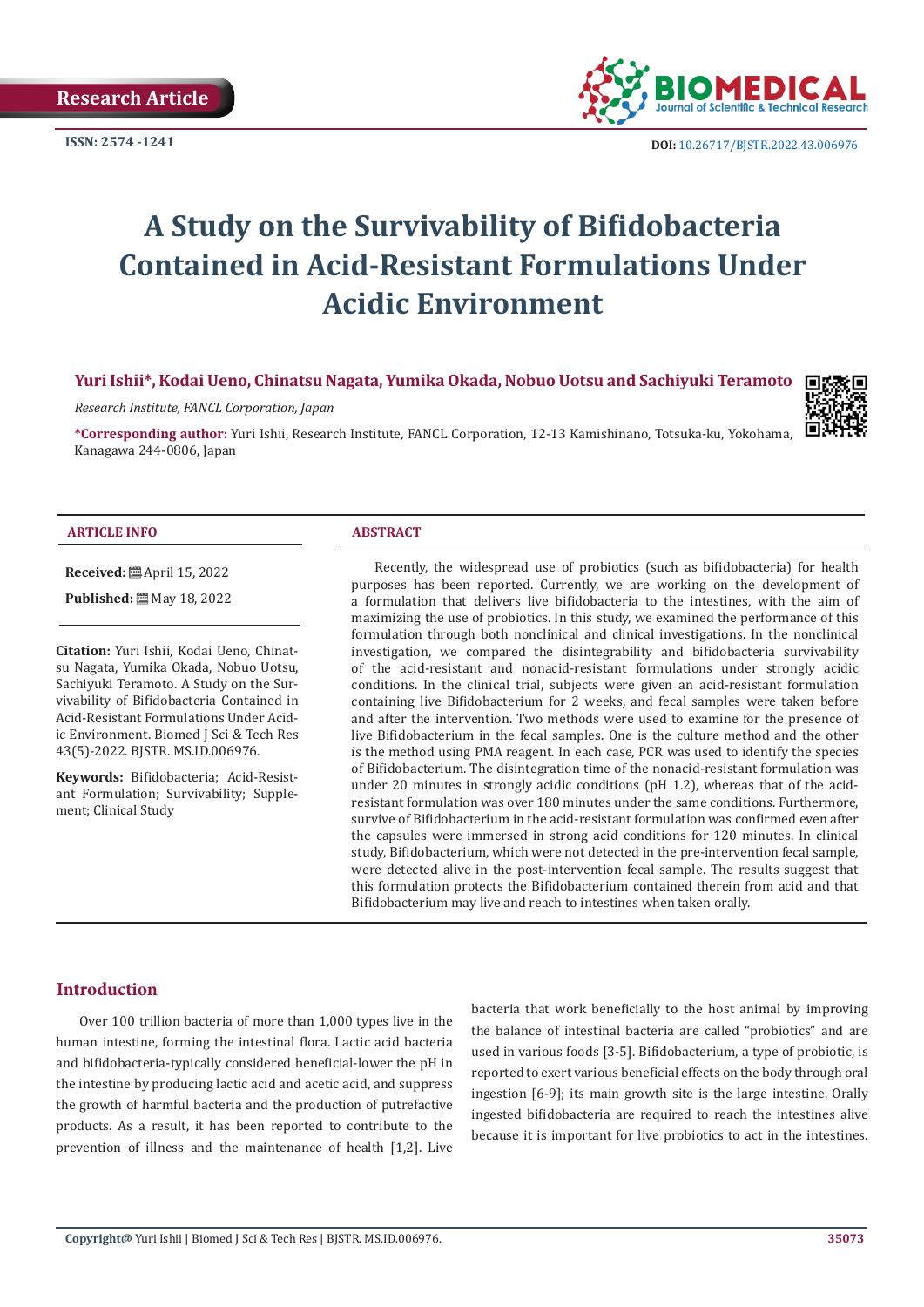Research Article

ISSN: 2574 -1241

DOI: 10.26717/BJSTR.2022.43.006976

# A Study on the Survivability of Bifidobacteria Contained in Acid-Resistant Formulations Under Acidic Environment

**Yuri Ishii*, Kodai Ueno, Chinatsu Nagata, Yumika Okada, Nobuo Uotsu and Sachiyuki Teramoto**

*Research Institute, FANCL Corporation, Japan*

***Corresponding author:** Yuri Ishii, Research Institute, FANCL Corporation, 12-13 Kamishinano, Totsuka-ku, Yokohama, Kanagawa 244-0806, Japan

## ARTICLE INFO

**Received:** April 15, 2022

**Published:** May 18, 2022

**Citation:** Yuri Ishii, Kodai Ueno, Chinatsu Nagata, Yumika Okada, Nobuo Uotsu, Sachiyuki Teramoto. A Study on the Survivability of Bifidobacteria Contained in Acid-Resistant Formulations Under Acidic Environment. Biomed J Sci & Tech Res 43(5)-2022. BJSTR. MS.ID.006976.

**Keywords:** Bifidobacteria; Acid-Resistant Formulation; Survivability; Supplement; Clinical Study

## ABSTRACT

Recently, the widespread use of probiotics (such as bifidobacteria) for health purposes has been reported. Currently, we are working on the development of a formulation that delivers live bifidobacteria to the intestines, with the aim of maximizing the use of probiotics. In this study, we examined the performance of this formulation through both nonclinical and clinical investigations. In the nonclinical investigation, we compared the disintegrability and bifidobacteria survivability of the acid-resistant and nonacid-resistant formulations under strongly acidic conditions. In the clinical trial, subjects were given an acid-resistant formulation containing live Bifidobacterium for 2 weeks, and fecal samples were taken before and after the intervention. Two methods were used to examine for the presence of live Bifidobacterium in the fecal samples. One is the culture method and the other is the method using PMA reagent. In each case, PCR was used to identify the species of Bifidobacterium. The disintegration time of the nonacid-resistant formulation was under 20 minutes in strongly acidic conditions (pH 1.2), whereas that of the acid-resistant formulation was over 180 minutes under the same conditions. Furthermore, survive of Bifidobacterium in the acid-resistant formulation was confirmed even after the capsules were immersed in strong acid conditions for 120 minutes. In clinical study, Bifidobacterium, which were not detected in the pre-intervention fecal sample, were detected alive in the post-intervention fecal sample. The results suggest that this formulation protects the Bifidobacterium contained therein from acid and that Bifidobacterium may live and reach to intestines when taken orally.

## Introduction

Over 100 trillion bacteria of more than 1,000 types live in the human intestine, forming the intestinal flora. Lactic acid bacteria and bifidobacteria-typically considered beneficial-lower the pH in the intestine by producing lactic acid and acetic acid, and suppress the growth of harmful bacteria and the production of putrefactive products. As a result, it has been reported to contribute to the prevention of illness and the maintenance of health [1,2]. Live bacteria that work beneficially to the host animal by improving the balance of intestinal bacteria are called "probiotics" and are used in various foods [3-5]. Bifidobacterium, a type of probiotic, is reported to exert various beneficial effects on the body through oral ingestion [6-9]; its main growth site is the large intestine. Orally ingested bifidobacteria are required to reach the intestines alive because it is important for live probiotics to act in the intestines.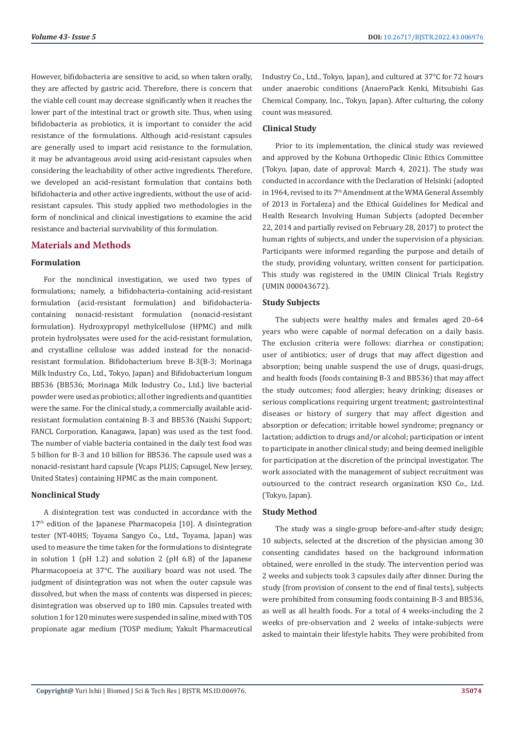However, bifidobacteria are sensitive to acid, so when taken orally, they are affected by gastric acid. Therefore, there is concern that the viable cell count may decrease significantly when it reaches the lower part of the intestinal tract or growth site. Thus, when using bifidobacteria as probiotics, it is important to consider the acid resistance of the formulations. Although acid-resistant capsules are generally used to impart acid resistance to the formulation, it may be advantageous avoid using acid-resistant capsules when considering the leachability of other active ingredients. Therefore, we developed an acid-resistant formulation that contains both bifidobacteria and other active ingredients, without the use of acid-resistant capsules. This study applied two methodologies in the form of nonclinical and clinical investigations to examine the acid resistance and bacterial survivability of this formulation.

## Materials and Methods

### Formulation

For the nonclinical investigation, we used two types of formulations; namely, a bifidobacteria-containing acid-resistant formulation (acid-resistant formulation) and bifidobacteria-containing nonacid-resistant formulation (nonacid-resistant formulation). Hydroxypropyl methylcellulose (HPMC) and milk protein hydrolysates were used for the acid-resistant formulation, and crystalline cellulose was added instead for the nonacid-resistant formulation. Bifidobacterium breve B-3(B-3; Morinaga Milk Industry Co., Ltd., Tokyo, Japan) and Bifidobacterium longum BB536 (BB536; Morinaga Milk Industry Co., Ltd.) live bacterial powder were used as probiotics; all other ingredients and quantities were the same. For the clinical study, a commercially available acid-resistant formulation containing B-3 and BB536 (Naishi Support; FANCL Corporation, Kanagawa, Japan) was used as the test food. The number of viable bacteria contained in the daily test food was 5 billion for B-3 and 10 billion for BB536. The capsule used was a nonacid-resistant hard capsule (Vcaps PLUS; Capsugel, New Jersey, United States) containing HPMC as the main component.

### Nonclinical Study

A disintegration test was conducted in accordance with the 17th edition of the Japanese Pharmacopeia [10]. A disintegration tester (NT-40HS; Toyama Sangyo Co., Ltd., Toyama, Japan) was used to measure the time taken for the formulations to disintegrate in solution 1 (pH 1.2) and solution 2 (pH 6.8) of the Japanese Pharmacopoeia at 37°C. The auxiliary board was not used. The judgment of disintegration was not when the outer capsule was dissolved, but when the mass of contents was dispersed in pieces; disintegration was observed up to 180 min. Capsules treated with solution 1 for 120 minutes were suspended in saline, mixed with TOS propionate agar medium (TOSP medium; Yakult Pharmaceutical Industry Co., Ltd., Tokyo, Japan), and cultured at 37°C for 72 hours under anaerobic conditions (AnaeroPack Kenki, Mitsubishi Gas Chemical Company, Inc., Tokyo, Japan). After culturing, the colony count was measured.

### Clinical Study

Prior to its implementation, the clinical study was reviewed and approved by the Kobuna Orthopedic Clinic Ethics Committee (Tokyo, Japan, date of approval: March 4, 2021). The study was conducted in accordance with the Declaration of Helsinki (adopted in 1964, revised to its 7th Amendment at the WMA General Assembly of 2013 in Fortaleza) and the Ethical Guidelines for Medical and Health Research Involving Human Subjects (adopted December 22, 2014 and partially revised on February 28, 2017) to protect the human rights of subjects, and under the supervision of a physician. Participants were informed regarding the purpose and details of the study, providing voluntary, written consent for participation. This study was registered in the UMIN Clinical Trials Registry (UMIN 000043672).

### Study Subjects

The subjects were healthy males and females aged 20–64 years who were capable of normal defecation on a daily basis. The exclusion criteria were follows: diarrhea or constipation; user of antibiotics; user of drugs that may affect digestion and absorption; being unable suspend the use of drugs, quasi-drugs, and health foods (foods containing B-3 and BB536) that may affect the study outcomes; food allergies; heavy drinking; diseases or serious complications requiring urgent treatment; gastrointestinal diseases or history of surgery that may affect digestion and absorption or defecation; irritable bowel syndrome; pregnancy or lactation; addiction to drugs and/or alcohol; participation or intent to participate in another clinical study; and being deemed ineligible for participation at the discretion of the principal investigator. The work associated with the management of subject recruitment was outsourced to the contract research organization KSO Co., Ltd. (Tokyo, Japan).

### Study Method

The study was a single-group before-and-after study design; 10 subjects, selected at the discretion of the physician among 30 consenting candidates based on the background information obtained, were enrolled in the study. The intervention period was 2 weeks and subjects took 3 capsules daily after dinner. During the study (from provision of consent to the end of final tests), subjects were prohibited from consuming foods containing B-3 and BB536, as well as all health foods. For a total of 4 weeks-including the 2 weeks of pre-observation and 2 weeks of intake-subjects were asked to maintain their lifestyle habits. They were prohibited from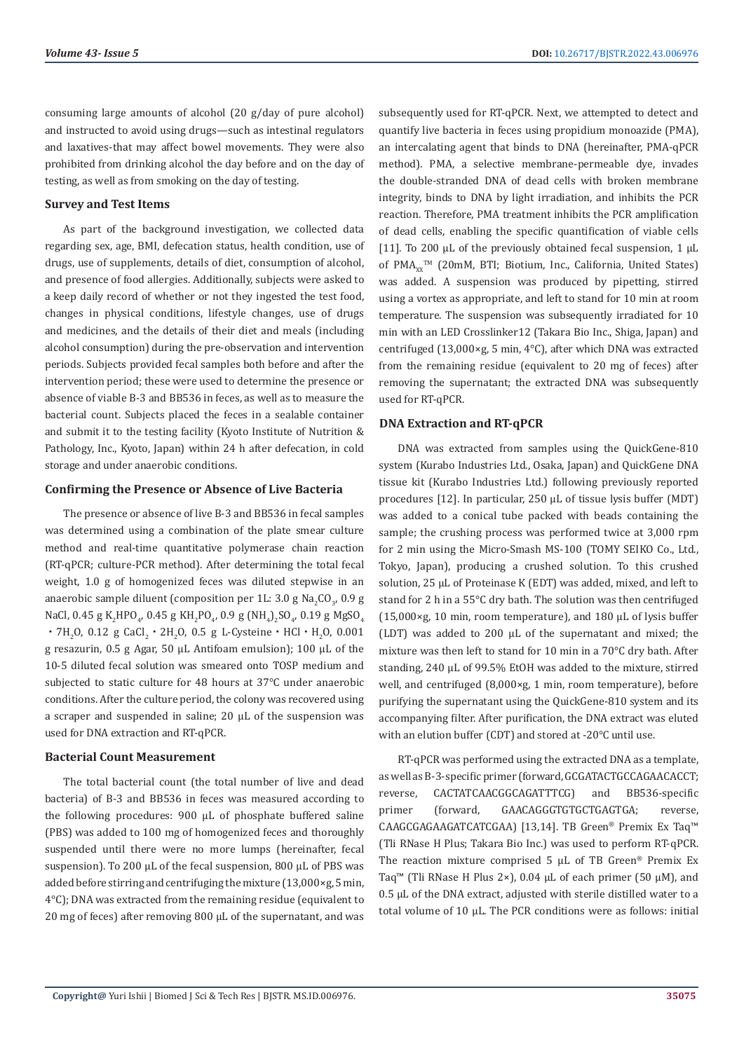consuming large amounts of alcohol (20 g/day of pure alcohol) and instructed to avoid using drugs—such as intestinal regulators and laxatives-that may affect bowel movements. They were also prohibited from drinking alcohol the day before and on the day of testing, as well as from smoking on the day of testing.

### Survey and Test Items

As part of the background investigation, we collected data regarding sex, age, BMI, defecation status, health condition, use of drugs, use of supplements, details of diet, consumption of alcohol, and presence of food allergies. Additionally, subjects were asked to a keep daily record of whether or not they ingested the test food, changes in physical conditions, lifestyle changes, use of drugs and medicines, and the details of their diet and meals (including alcohol consumption) during the pre-observation and intervention periods. Subjects provided fecal samples both before and after the intervention period; these were used to determine the presence or absence of viable B-3 and BB536 in feces, as well as to measure the bacterial count. Subjects placed the feces in a sealable container and submit it to the testing facility (Kyoto Institute of Nutrition & Pathology, Inc., Kyoto, Japan) within 24 h after defecation, in cold storage and under anaerobic conditions.

### Confirming the Presence or Absence of Live Bacteria

The presence or absence of live B-3 and BB536 in fecal samples was determined using a combination of the plate smear culture method and real-time quantitative polymerase chain reaction (RT-qPCR; culture-PCR method). After determining the total fecal weight, 1.0 g of homogenized feces was diluted stepwise in an anaerobic sample diluent (composition per 1L: 3.0 g $Na_2CO_3$, 0.9 g NaCl, 0.45 g $K_2HPO_4$, 0.45 g $KH_2PO_4$, 0.9 g $(NH_4)_2SO_4$, 0.19 g $MgSO_4 \cdot 7H_2O$, 0.12 g $CaCl_2 \cdot 2H_2O$, 0.5 g L-Cysteine・HCl・$H_2O$, 0.001 g resazurin, 0.5 g Agar, 50 µL Antifoam emulsion); 100 µL of the 10-5 diluted fecal solution was smeared onto TOSP medium and subjected to static culture for 48 hours at 37°C under anaerobic conditions. After the culture period, the colony was recovered using a scraper and suspended in saline; 20 µL of the suspension was used for DNA extraction and RT-qPCR.

### Bacterial Count Measurement

The total bacterial count (the total number of live and dead bacteria) of B-3 and BB536 in feces was measured according to the following procedures: 900 µL of phosphate buffered saline (PBS) was added to 100 mg of homogenized feces and thoroughly suspended until there were no more lumps (hereinafter, fecal suspension). To 200 µL of the fecal suspension, 800 µL of PBS was added before stirring and centrifuging the mixture (13,000×g, 5 min, 4°C); DNA was extracted from the remaining residue (equivalent to 20 mg of feces) after removing 800 µL of the supernatant, and was subsequently used for RT-qPCR. Next, we attempted to detect and quantify live bacteria in feces using propidium monoazide (PMA), an intercalating agent that binds to DNA (hereinafter, PMA-qPCR method). PMA, a selective membrane-permeable dye, invades the double-stranded DNA of dead cells with broken membrane integrity, binds to DNA by light irradiation, and inhibits the PCR reaction. Therefore, PMA treatment inhibits the PCR amplification of dead cells, enabling the specific quantification of viable cells [11]. To 200 µL of the previously obtained fecal suspension, 1 µL of $PMA_{xx}$™ (20mM, BTI; Biotium, Inc., California, United States) was added. A suspension was produced by pipetting, stirred using a vortex as appropriate, and left to stand for 10 min at room temperature. The suspension was subsequently irradiated for 10 min with an LED Crosslinker12 (Takara Bio Inc., Shiga, Japan) and centrifuged (13,000×g, 5 min, 4°C), after which DNA was extracted from the remaining residue (equivalent to 20 mg of feces) after removing the supernatant; the extracted DNA was subsequently used for RT-qPCR.

### DNA Extraction and RT-qPCR

DNA was extracted from samples using the QuickGene-810 system (Kurabo Industries Ltd., Osaka, Japan) and QuickGene DNA tissue kit (Kurabo Industries Ltd.) following previously reported procedures [12]. In particular, 250 µL of tissue lysis buffer (MDT) was added to a conical tube packed with beads containing the sample; the crushing process was performed twice at 3,000 rpm for 2 min using the Micro-Smash MS-100 (TOMY SEIKO Co., Ltd., Tokyo, Japan), producing a crushed solution. To this crushed solution, 25 µL of Proteinase K (EDT) was added, mixed, and left to stand for 2 h in a 55°C dry bath. The solution was then centrifuged (15,000×g, 10 min, room temperature), and 180 µL of lysis buffer (LDT) was added to 200 µL of the supernatant and mixed; the mixture was then left to stand for 10 min in a 70°C dry bath. After standing, 240 µL of 99.5% EtOH was added to the mixture, stirred well, and centrifuged (8,000×g, 1 min, room temperature), before purifying the supernatant using the QuickGene-810 system and its accompanying filter. After purification, the DNA extract was eluted with an elution buffer (CDT) and stored at -20°C until use.

RT-qPCR was performed using the extracted DNA as a template, as well as B-3-specific primer (forward, GCGATACTGCCAGAACACCT; reverse, CACTATCAACGGCAGATTTCG) and BB536-specific primer (forward, GAACAGGGTGTGCTGAGTGA; reverse, CAAGCGAGAAGATCATCGAA) [13,14]. TB Green® Premix Ex Taq™ (Tli RNase H Plus; Takara Bio Inc.) was used to perform RT-qPCR. The reaction mixture comprised 5 µL of TB Green® Premix Ex Taq™ (Tli RNase H Plus 2×), 0.04 µL of each primer (50 µM), and 0.5 µL of the DNA extract, adjusted with sterile distilled water to a total volume of 10 µL. The PCR conditions were as follows: initial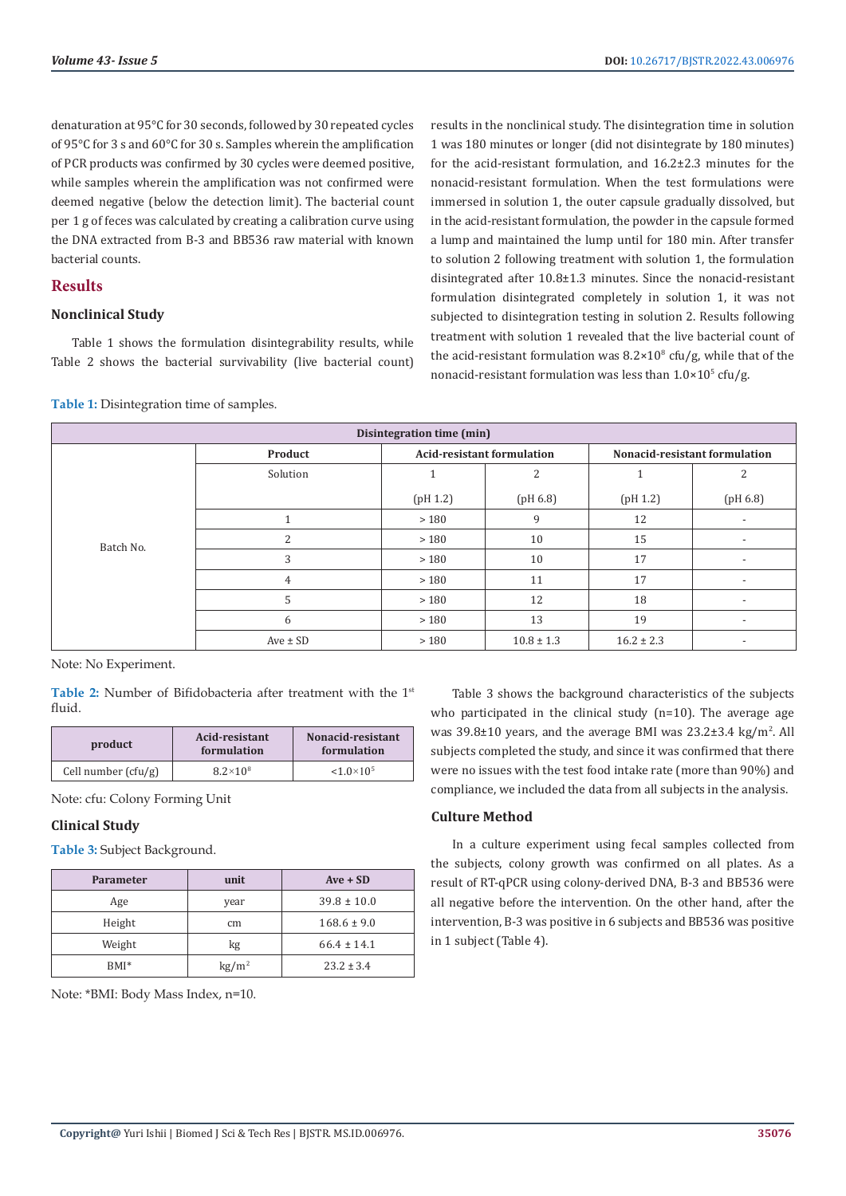denaturation at 95°C for 30 seconds, followed by 30 repeated cycles of 95°C for 3 s and 60°C for 30 s. Samples wherein the amplification of PCR products was confirmed by 30 cycles were deemed positive, while samples wherein the amplification was not confirmed were deemed negative (below the detection limit). The bacterial count per 1 g of feces was calculated by creating a calibration curve using the DNA extracted from B-3 and BB536 raw material with known bacterial counts.

## Results

### Nonclinical Study

Table 1 shows the formulation disintegrability results, while Table 2 shows the bacterial survivability (live bacterial count) results in the nonclinical study. The disintegration time in solution 1 was 180 minutes or longer (did not disintegrate by 180 minutes) for the acid-resistant formulation, and 16.2±2.3 minutes for the nonacid-resistant formulation. When the test formulations were immersed in solution 1, the outer capsule gradually dissolved, but in the acid-resistant formulation, the powder in the capsule formed a lump and maintained the lump until for 180 min. After transfer to solution 2 following treatment with solution 1, the formulation disintegrated after 10.8±1.3 minutes. Since the nonacid-resistant formulation disintegrated completely in solution 1, it was not subjected to disintegration testing in solution 2. Results following treatment with solution 1 revealed that the live bacterial count of the acid-resistant formulation was $8.2 \times 10^8$ cfu/g, while that of the nonacid-resistant formulation was less than $1.0 \times 10^5$ cfu/g.

**Table 1:** Disintegration time of samples.

| Disintegration time (min) | | | | | |
|---|---|---|---|---|---|
| | Product | Acid-resistant formulation | | Nonacid-resistant formulation | |
| | Solution | 1 (pH 1.2) | 2 (pH 6.8) | 1 (pH 1.2) | 2 (pH 6.8) |
| Batch No. | 1 | > 180 | 9 | 12 | - |
| | 2 | > 180 | 10 | 15 | - |
| | 3 | > 180 | 10 | 17 | - |
| | 4 | > 180 | 11 | 17 | - |
| | 5 | > 180 | 12 | 18 | - |
| | 6 | > 180 | 13 | 19 | - |
| | Ave ± SD | > 180 | 10.8 ± 1.3 | 16.2 ± 2.3 | - |

Note: No Experiment.

**Table 2:** Number of Bifidobacteria after treatment with the 1st fluid.

| product | Acid-resistant formulation | Nonacid-resistant formulation |
|---|---|---|
| Cell number (cfu/g) | $8.2 \times 10^8$ | $<1.0 \times 10^5$ |

Note: cfu: Colony Forming Unit

### Clinical Study

**Table 3:** Subject Background.

| Parameter | unit | Ave + SD |
|---|---|---|
| Age | year | 39.8 ± 10.0 |
| Height | cm | 168.6 ± 9.0 |
| Weight | kg | 66.4 ± 14.1 |
| BMI* | kg/m$^2$ | 23.2 ± 3.4 |

Note: *BMI: Body Mass Index, n=10.

Table 3 shows the background characteristics of the subjects who participated in the clinical study (n=10). The average age was 39.8±10 years, and the average BMI was 23.2±3.4 kg/m$^2$. All subjects completed the study, and since it was confirmed that there were no issues with the test food intake rate (more than 90%) and compliance, we included the data from all subjects in the analysis.

### Culture Method

In a culture experiment using fecal samples collected from the subjects, colony growth was confirmed on all plates. As a result of RT-qPCR using colony-derived DNA, B-3 and BB536 were all negative before the intervention. On the other hand, after the intervention, B-3 was positive in 6 subjects and BB536 was positive in 1 subject (Table 4).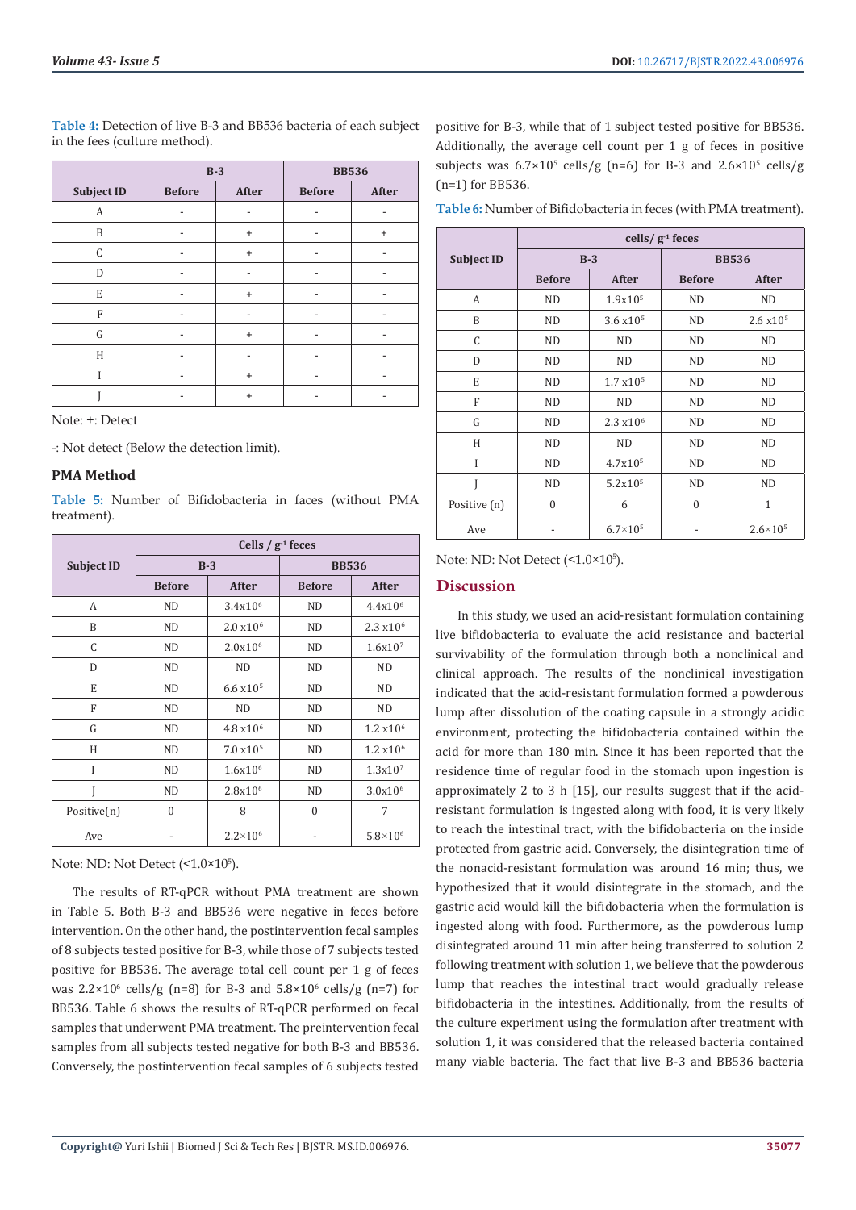**Table 4:** Detection of live B-3 and BB536 bacteria of each subject in the fees (culture method).

| | B-3 | | BB536 | |
|---|---|---|---|---|
| Subject ID | Before | After | Before | After |
| A | - | - | - | - |
| B | - | + | - | + |
| C | - | + | - | - |
| D | - | - | - | - |
| E | - | + | - | - |
| F | - | - | - | - |
| G | - | + | - | - |
| H | - | - | - | - |
| I | - | + | - | - |
| J | - | + | - | - |

Note: +: Detect

-: Not detect (Below the detection limit).

### PMA Method

**Table 5:** Number of Bifidobacteria in faces (without PMA treatment).

| Subject ID | Cells / $g^{-1}$ feces | | | |
|---|---|---|---|---|
| | B-3 | | BB536 | |
| | Before | After | Before | After |
| A | ND | $3.4x10^{6}$ | ND | $4.4x10^{6}$ |
| B | ND | $2.0 x10^{6}$ | ND | $2.3 x10^{6}$ |
| C | ND | $2.0x10^{6}$ | ND | $1.6x10^{7}$ |
| D | ND | ND | ND | ND |
| E | ND | $6.6 x10^{5}$ | ND | ND |
| F | ND | ND | ND | ND |
| G | ND | $4.8 x10^{6}$ | ND | $1.2 x10^{6}$ |
| H | ND | $7.0 x10^{5}$ | ND | $1.2 x10^{6}$ |
| I | ND | $1.6x10^{6}$ | ND | $1.3x10^{7}$ |
| J | ND | $2.8x10^{6}$ | ND | $3.0x10^{6}$ |
| Positive(n) | 0 | 8 | 0 | 7 |
| Ave | - | $2.2\times10^{6}$ | - | $5.8\times10^{6}$ |

Note: ND: Not Detect ($<1.0\times10^{5}$).

The results of RT-qPCR without PMA treatment are shown in Table 5. Both B-3 and BB536 were negative in feces before intervention. On the other hand, the postintervention fecal samples of 8 subjects tested positive for B-3, while those of 7 subjects tested positive for BB536. The average total cell count per 1 g of feces was $2.2\times10^{6}$ cells/g (n=8) for B-3 and $5.8\times10^{6}$ cells/g (n=7) for BB536. Table 6 shows the results of RT-qPCR performed on fecal samples that underwent PMA treatment. The preintervention fecal samples from all subjects tested negative for both B-3 and BB536. Conversely, the postintervention fecal samples of 6 subjects tested positive for B-3, while that of 1 subject tested positive for BB536. Additionally, the average cell count per 1 g of feces in positive subjects was $6.7\times10^{5}$ cells/g (n=6) for B-3 and $2.6\times10^{5}$ cells/g (n=1) for BB536.

**Table 6:** Number of Bifidobacteria in feces (with PMA treatment).

| Subject ID | cells/ $g^{-1}$ feces | | | |
|---|---|---|---|---|
| | B-3 | | BB536 | |
| | Before | After | Before | After |
| A | ND | $1.9x10^{5}$ | ND | ND |
| B | ND | $3.6 x10^{5}$ | ND | $2.6 x10^{5}$ |
| C | ND | ND | ND | ND |
| D | ND | ND | ND | ND |
| E | ND | $1.7 x10^{5}$ | ND | ND |
| F | ND | ND | ND | ND |
| G | ND | $2.3 x10^{6}$ | ND | ND |
| H | ND | ND | ND | ND |
| I | ND | $4.7x10^{5}$ | ND | ND |
| J | ND | $5.2x10^{5}$ | ND | ND |
| Positive (n) | 0 | 6 | 0 | 1 |
| Ave | - | $6.7\times10^{5}$ | - | $2.6\times10^{5}$ |

Note: ND: Not Detect ($<1.0\times10^{5}$).

## Discussion

In this study, we used an acid-resistant formulation containing live bifidobacteria to evaluate the acid resistance and bacterial survivability of the formulation through both a nonclinical and clinical approach. The results of the nonclinical investigation indicated that the acid-resistant formulation formed a powderous lump after dissolution of the coating capsule in a strongly acidic environment, protecting the bifidobacteria contained within the acid for more than 180 min. Since it has been reported that the residence time of regular food in the stomach upon ingestion is approximately 2 to 3 h [15], our results suggest that if the acid-resistant formulation is ingested along with food, it is very likely to reach the intestinal tract, with the bifidobacteria on the inside protected from gastric acid. Conversely, the disintegration time of the nonacid-resistant formulation was around 16 min; thus, we hypothesized that it would disintegrate in the stomach, and the gastric acid would kill the bifidobacteria when the formulation is ingested along with food. Furthermore, as the powderous lump disintegrated around 11 min after being transferred to solution 2 following treatment with solution 1, we believe that the powderous lump that reaches the intestinal tract would gradually release bifidobacteria in the intestines. Additionally, from the results of the culture experiment using the formulation after treatment with solution 1, it was considered that the released bacteria contained many viable bacteria. The fact that live B-3 and BB536 bacteria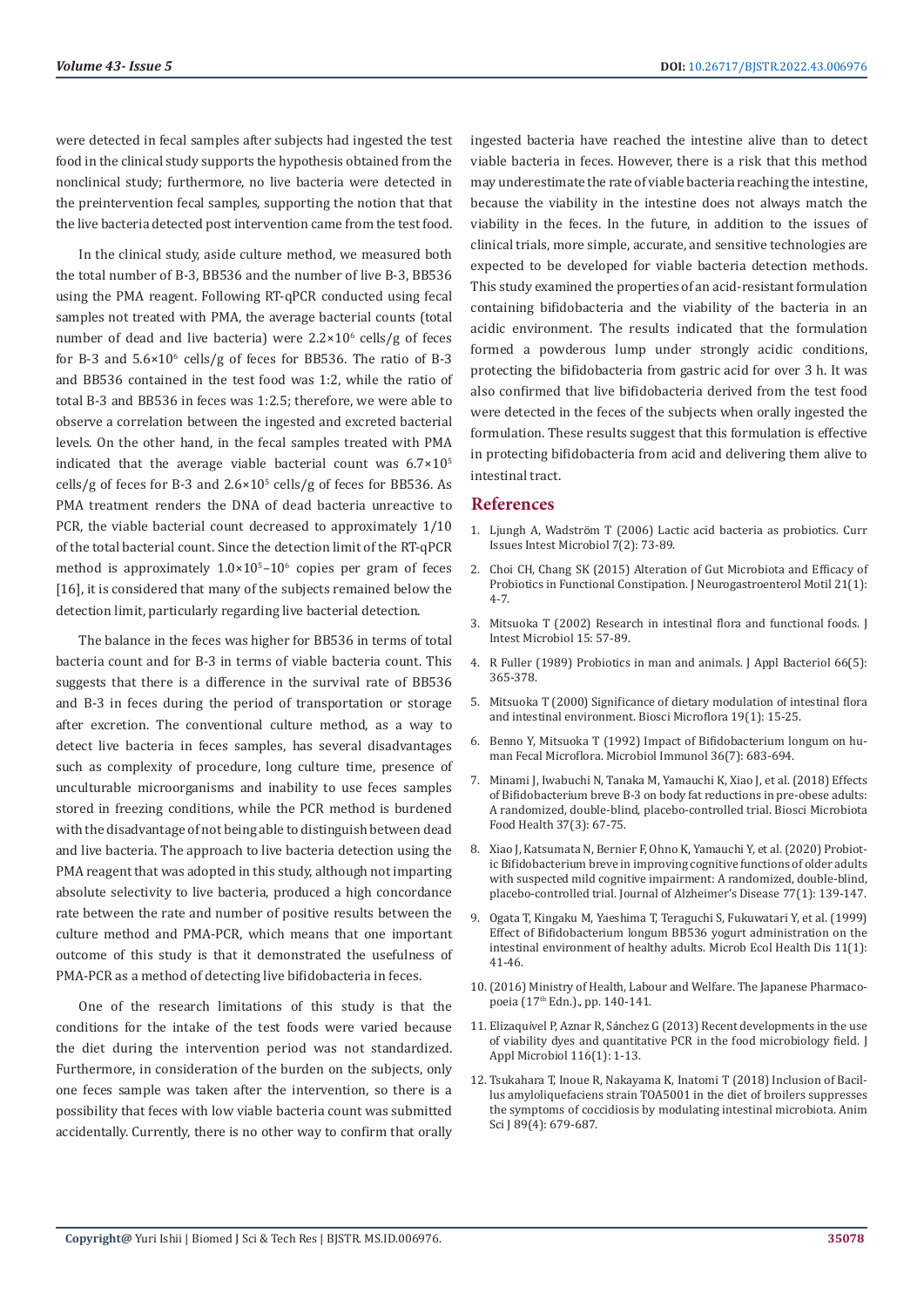were detected in fecal samples after subjects had ingested the test food in the clinical study supports the hypothesis obtained from the nonclinical study; furthermore, no live bacteria were detected in the preintervention fecal samples, supporting the notion that that the live bacteria detected post intervention came from the test food.

In the clinical study, aside culture method, we measured both the total number of B-3, BB536 and the number of live B-3, BB536 using the PMA reagent. Following RT-qPCR conducted using fecal samples not treated with PMA, the average bacterial counts (total number of dead and live bacteria) were $2.2\times10^6$ cells/g of feces for B-3 and $5.6\times10^6$ cells/g of feces for BB536. The ratio of B-3 and BB536 contained in the test food was 1:2, while the ratio of total B-3 and BB536 in feces was 1:2.5; therefore, we were able to observe a correlation between the ingested and excreted bacterial levels. On the other hand, in the fecal samples treated with PMA indicated that the average viable bacterial count was $6.7\times10^5$ cells/g of feces for B-3 and $2.6\times10^5$ cells/g of feces for BB536. As PMA treatment renders the DNA of dead bacteria unreactive to PCR, the viable bacterial count decreased to approximately 1/10 of the total bacterial count. Since the detection limit of the RT-qPCR method is approximately $1.0\times10^5$–$10^6$ copies per gram of feces [16], it is considered that many of the subjects remained below the detection limit, particularly regarding live bacterial detection.

The balance in the feces was higher for BB536 in terms of total bacteria count and for B-3 in terms of viable bacteria count. This suggests that there is a difference in the survival rate of BB536 and B-3 in feces during the period of transportation or storage after excretion. The conventional culture method, as a way to detect live bacteria in feces samples, has several disadvantages such as complexity of procedure, long culture time, presence of unculturable microorganisms and inability to use feces samples stored in freezing conditions, while the PCR method is burdened with the disadvantage of not being able to distinguish between dead and live bacteria. The approach to live bacteria detection using the PMA reagent that was adopted in this study, although not imparting absolute selectivity to live bacteria, produced a high concordance rate between the rate and number of positive results between the culture method and PMA-PCR, which means that one important outcome of this study is that it demonstrated the usefulness of PMA-PCR as a method of detecting live bifidobacteria in feces.

One of the research limitations of this study is that the conditions for the intake of the test foods were varied because the diet during the intervention period was not standardized. Furthermore, in consideration of the burden on the subjects, only one feces sample was taken after the intervention, so there is a possibility that feces with low viable bacteria count was submitted accidentally. Currently, there is no other way to confirm that orally ingested bacteria have reached the intestine alive than to detect viable bacteria in feces. However, there is a risk that this method may underestimate the rate of viable bacteria reaching the intestine, because the viability in the intestine does not always match the viability in the feces. In the future, in addition to the issues of clinical trials, more simple, accurate, and sensitive technologies are expected to be developed for viable bacteria detection methods. This study examined the properties of an acid-resistant formulation containing bifidobacteria and the viability of the bacteria in an acidic environment. The results indicated that the formulation formed a powderous lump under strongly acidic conditions, protecting the bifidobacteria from gastric acid for over 3 h. It was also confirmed that live bifidobacteria derived from the test food were detected in the feces of the subjects when orally ingested the formulation. These results suggest that this formulation is effective in protecting bifidobacteria from acid and delivering them alive to intestinal tract.

## References

1. Ljungh A, Wadström T (2006) Lactic acid bacteria as probiotics. Curr Issues Intest Microbiol 7(2): 73-89.
2. Choi CH, Chang SK (2015) Alteration of Gut Microbiota and Efficacy of Probiotics in Functional Constipation. J Neurogastroenterol Motil 21(1): 4-7.
3. Mitsuoka T (2002) Research in intestinal flora and functional foods. J Intest Microbiol 15: 57-89.
4. R Fuller (1989) Probiotics in man and animals. J Appl Bacteriol 66(5): 365-378.
5. Mitsuoka T (2000) Significance of dietary modulation of intestinal flora and intestinal environment. Biosci Microflora 19(1): 15-25.
6. Benno Y, Mitsuoka T (1992) Impact of Bifidobacterium longum on human Fecal Microflora. Microbiol Immunol 36(7): 683-694.
7. Minami J, Iwabuchi N, Tanaka M, Yamauchi K, Xiao J, et al. (2018) Effects of Bifidobacterium breve B-3 on body fat reductions in pre-obese adults: A randomized, double-blind, placebo-controlled trial. Biosci Microbiota Food Health 37(3): 67-75.
8. Xiao J, Katsumata N, Bernier F, Ohno K, Yamauchi Y, et al. (2020) Probiotic Bifidobacterium breve in improving cognitive functions of older adults with suspected mild cognitive impairment: A randomized, double-blind, placebo-controlled trial. Journal of Alzheimer's Disease 77(1): 139-147.
9. Ogata T, Kingaku M, Yaeshima T, Teraguchi S, Fukuwatari Y, et al. (1999) Effect of Bifidobacterium longum BB536 yogurt administration on the intestinal environment of healthy adults. Microb Ecol Health Dis 11(1): 41-46.
10. (2016) Ministry of Health, Labour and Welfare. The Japanese Pharmacopoeia (17th Edn.), pp. 140-141.
11. Elizaquível P, Aznar R, Sánchez G (2013) Recent developments in the use of viability dyes and quantitative PCR in the food microbiology field. J Appl Microbiol 116(1): 1-13.
12. Tsukahara T, Inoue R, Nakayama K, Inatomi T (2018) Inclusion of Bacillus amyloliquefaciens strain TOA5001 in the diet of broilers suppresses the symptoms of coccidiosis by modulating intestinal microbiota. Anim Sci J 89(4): 679-687.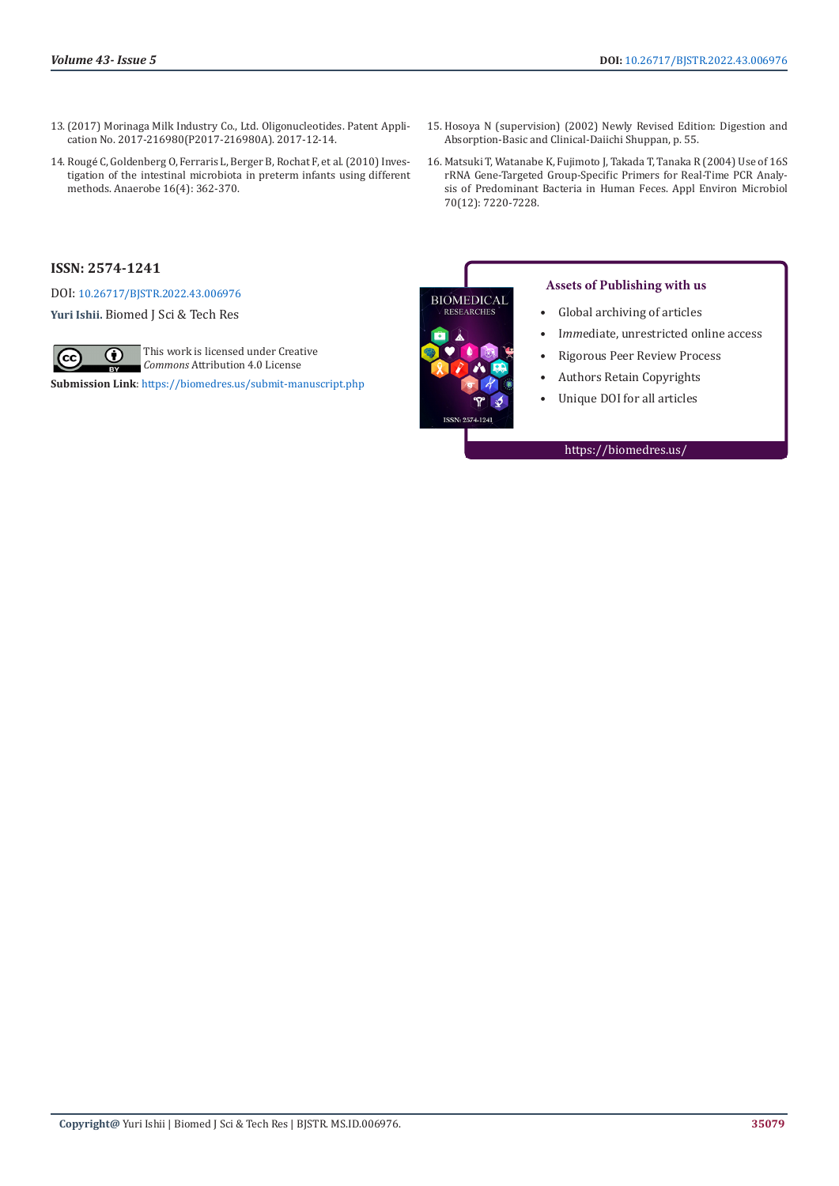13. (2017) Morinaga Milk Industry Co., Ltd. Oligonucleotides. Patent Application No. 2017-216980(P2017-216980A). 2017-12-14.
14. Rougé C, Goldenberg O, Ferraris L, Berger B, Rochat F, et al. (2010) Investigation of the intestinal microbiota in preterm infants using different methods. Anaerobe 16(4): 362-370.
15. Hosoya N (supervision) (2002) Newly Revised Edition: Digestion and Absorption-Basic and Clinical-Daiichi Shuppan, p. 55.
16. Matsuki T, Watanabe K, Fujimoto J, Takada T, Tanaka R (2004) Use of 16S rRNA Gene-Targeted Group-Specific Primers for Real-Time PCR Analysis of Predominant Bacteria in Human Feces. Appl Environ Microbiol 70(12): 7220-7228.

**ISSN: 2574-1241**

DOI: 10.26717/BJSTR.2022.43.006976

**Yuri Ishii**. Biomed J Sci & Tech Res

This work is licensed under Creative *Commons* Attribution 4.0 License

**Submission Link**: https://biomedres.us/submit-manuscript.php

BIOMEDICAL RESEARCHES

ISSN: 2574-1241

### Assets of Publishing with us

- Global archiving of articles
- Immediate, unrestricted online access
- Rigorous Peer Review Process
- Authors Retain Copyrights
- Unique DOI for all articles

https://biomedres.us/